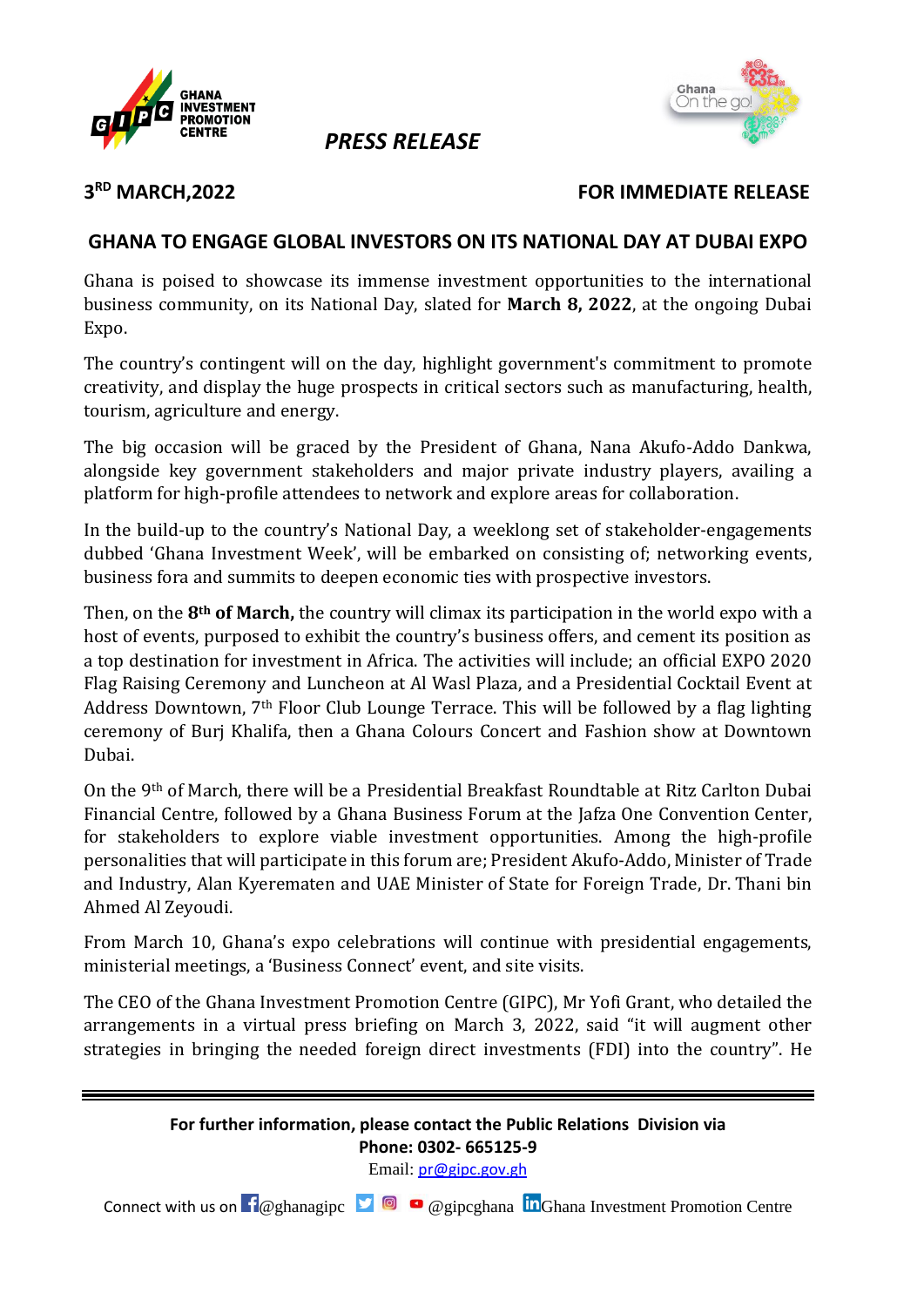**PRESS RELEASE**

**3RD MARCH,2022** **FOR IMMEDIATE RELEASE**

## GHANA TO ENGAGE GLOBAL INVESTORS ON ITS NATIONAL DAY AT DUBAI EXPO

Ghana is poised to showcase its immense investment opportunities to the international business community, on its National Day, slated for **March 8, 2022**, at the ongoing Dubai Expo.

The country's contingent will on the day, highlight government's commitment to promote creativity, and display the huge prospects in critical sectors such as manufacturing, health, tourism, agriculture and energy.

The big occasion will be graced by the President of Ghana, Nana Akufo-Addo Dankwa, alongside key government stakeholders and major private industry players, availing a platform for high-profile attendees to network and explore areas for collaboration.

In the build-up to the country's National Day, a weeklong set of stakeholder-engagements dubbed 'Ghana Investment Week', will be embarked on consisting of; networking events, business fora and summits to deepen economic ties with prospective investors.

Then, on the **8th of March,** the country will climax its participation in the world expo with a host of events, purposed to exhibit the country's business offers, and cement its position as a top destination for investment in Africa. The activities will include; an official EXPO 2020 Flag Raising Ceremony and Luncheon at Al Wasl Plaza, and a Presidential Cocktail Event at Address Downtown, 7th Floor Club Lounge Terrace. This will be followed by a flag lighting ceremony of Burj Khalifa, then a Ghana Colours Concert and Fashion show at Downtown Dubai.

On the 9th of March, there will be a Presidential Breakfast Roundtable at Ritz Carlton Dubai Financial Centre, followed by a Ghana Business Forum at the Jafza One Convention Center, for stakeholders to explore viable investment opportunities. Among the high-profile personalities that will participate in this forum are; President Akufo-Addo, Minister of Trade and Industry, Alan Kyerematen and UAE Minister of State for Foreign Trade, Dr. Thani bin Ahmed Al Zeyoudi.

From March 10, Ghana's expo celebrations will continue with presidential engagements, ministerial meetings, a 'Business Connect' event, and site visits.

The CEO of the Ghana Investment Promotion Centre (GIPC), Mr Yofi Grant, who detailed the arrangements in a virtual press briefing on March 3, 2022, said "it will augment other strategies in bringing the needed foreign direct investments (FDI) into the country". He

**For further information, please contact the Public Relations Division via**
**Phone: 0302- 665125-9**
Email: pr@gipc.gov.gh

Connect with us on @ghanagipc @gipcghana Ghana Investment Promotion Centre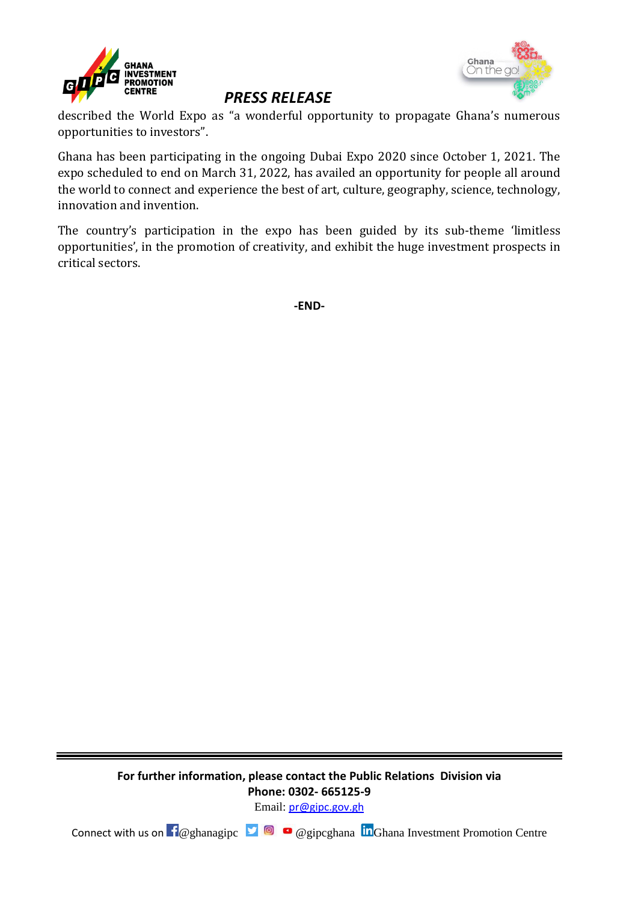described the World Expo as "a wonderful opportunity to propagate Ghana's numerous opportunities to investors".

Ghana has been participating in the ongoing Dubai Expo 2020 since October 1, 2021. The expo scheduled to end on March 31, 2022, has availed an opportunity for people all around the world to connect and experience the best of art, culture, geography, science, technology, innovation and invention.

The country's participation in the expo has been guided by its sub-theme 'limitless opportunities', in the promotion of creativity, and exhibit the huge investment prospects in critical sectors.

**-END-**

---

**For further information, please contact the Public Relations Division via**
**Phone: 0302- 665125-9**
Email: pr@gipc.gov.gh

Connect with us on @ghanagipc @gipcghana Ghana Investment Promotion Centre